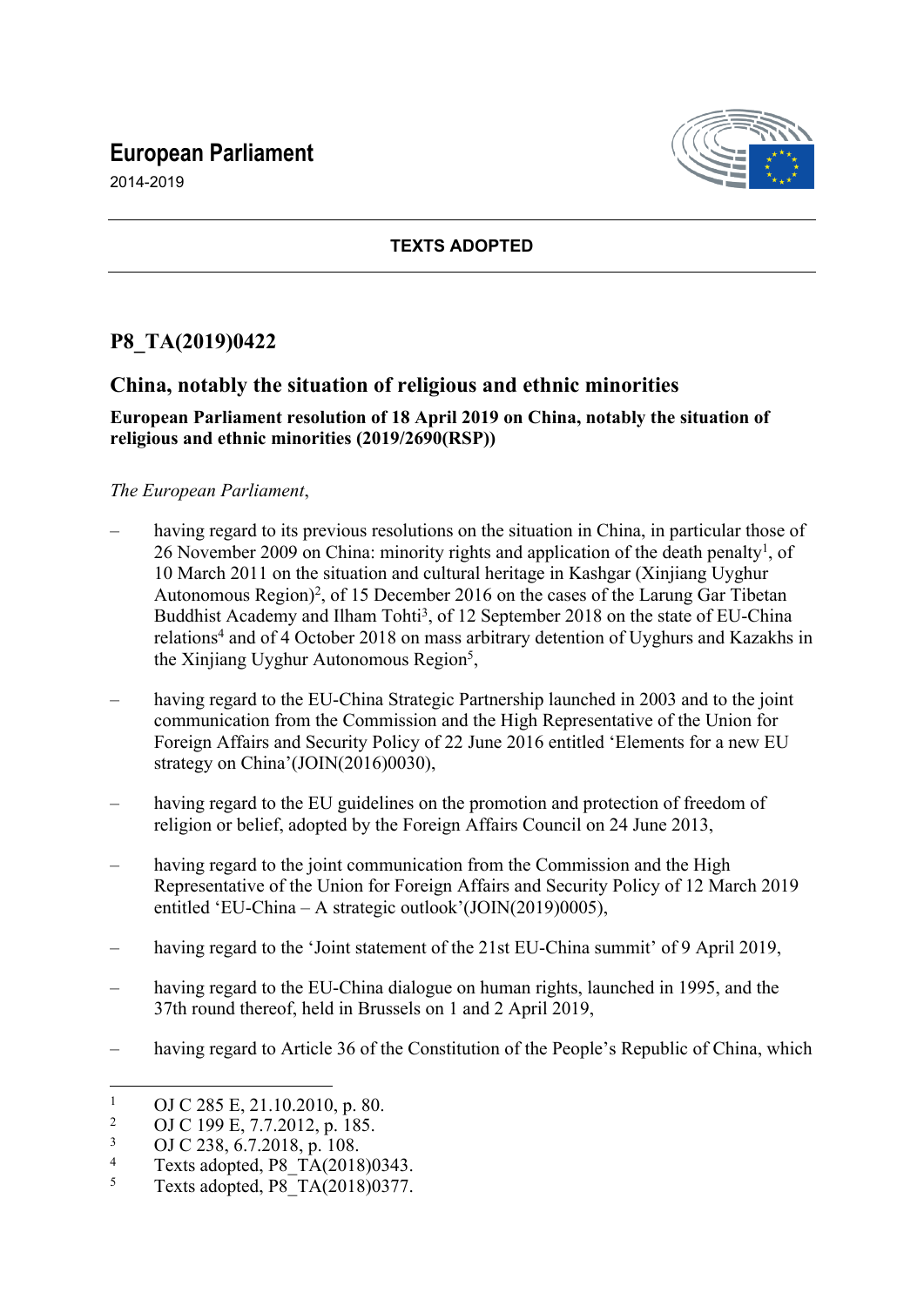**European Parliament**

2014-2019

**TEXTS ADOPTED**

## P8_TA(2019)0422

## China, notably the situation of religious and ethnic minorities

**European Parliament resolution of 18 April 2019 on China, notably the situation of religious and ethnic minorities (2019/2690(RSP))**

*The European Parliament*,

– having regard to its previous resolutions on the situation in China, in particular those of 26 November 2009 on China: minority rights and application of the death penalty[1], of 10 March 2011 on the situation and cultural heritage in Kashgar (Xinjiang Uyghur Autonomous Region)[2], of 15 December 2016 on the cases of the Larung Gar Tibetan Buddhist Academy and Ilham Tohti[3], of 12 September 2018 on the state of EU-China relations[4] and of 4 October 2018 on mass arbitrary detention of Uyghurs and Kazakhs in the Xinjiang Uyghur Autonomous Region[5],

– having regard to the EU-China Strategic Partnership launched in 2003 and to the joint communication from the Commission and the High Representative of the Union for Foreign Affairs and Security Policy of 22 June 2016 entitled 'Elements for a new EU strategy on China'(JOIN(2016)0030),

– having regard to the EU guidelines on the promotion and protection of freedom of religion or belief, adopted by the Foreign Affairs Council on 24 June 2013,

– having regard to the joint communication from the Commission and the High Representative of the Union for Foreign Affairs and Security Policy of 12 March 2019 entitled 'EU-China – A strategic outlook'(JOIN(2019)0005),

– having regard to the 'Joint statement of the 21st EU-China summit' of 9 April 2019,

– having regard to the EU-China dialogue on human rights, launched in 1995, and the 37th round thereof, held in Brussels on 1 and 2 April 2019,

– having regard to Article 36 of the Constitution of the People's Republic of China, which

---

[1] OJ C 285 E, 21.10.2010, p. 80.
[2] OJ C 199 E, 7.7.2012, p. 185.
[3] OJ C 238, 6.7.2018, p. 108.
[4] Texts adopted, P8_TA(2018)0343.
[5] Texts adopted, P8_TA(2018)0377.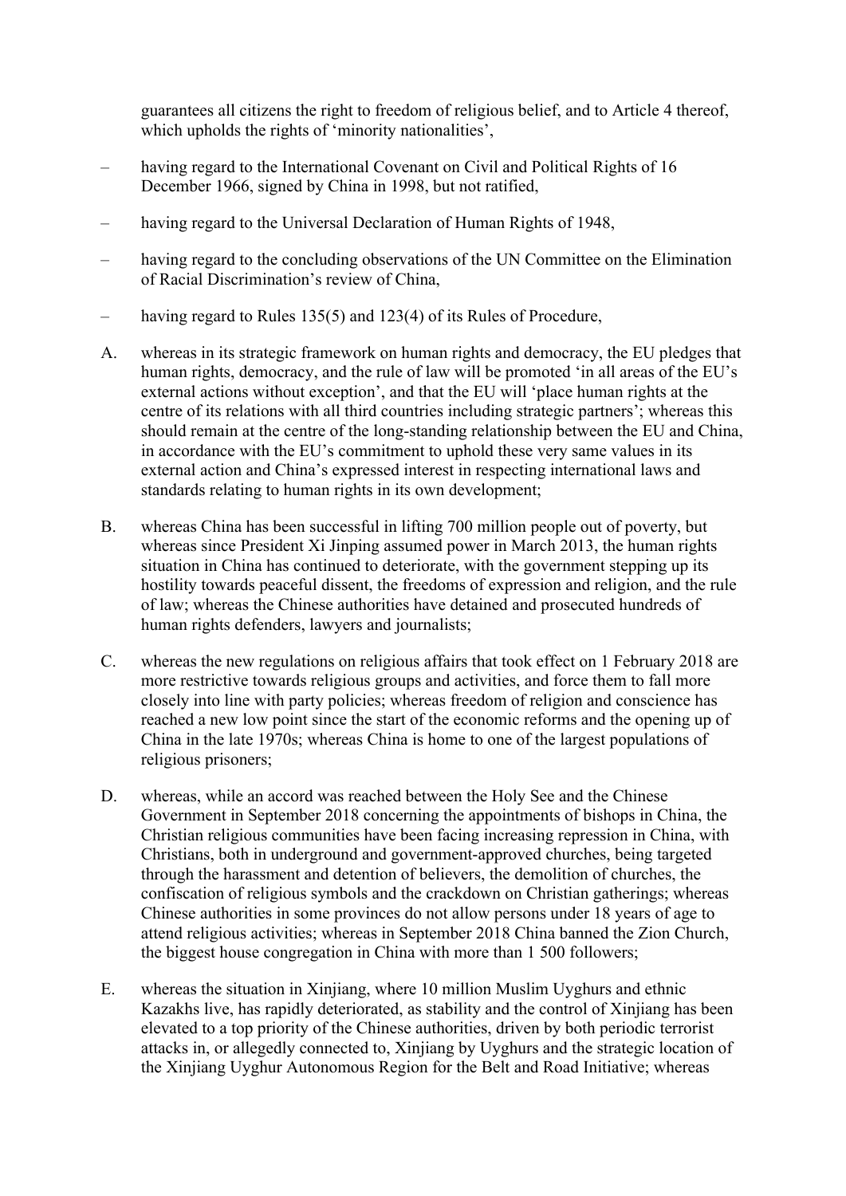guarantees all citizens the right to freedom of religious belief, and to Article 4 thereof, which upholds the rights of 'minority nationalities',

– having regard to the International Covenant on Civil and Political Rights of 16 December 1966, signed by China in 1998, but not ratified,

– having regard to the Universal Declaration of Human Rights of 1948,

– having regard to the concluding observations of the UN Committee on the Elimination of Racial Discrimination's review of China,

– having regard to Rules 135(5) and 123(4) of its Rules of Procedure,

A. whereas in its strategic framework on human rights and democracy, the EU pledges that human rights, democracy, and the rule of law will be promoted 'in all areas of the EU's external actions without exception', and that the EU will 'place human rights at the centre of its relations with all third countries including strategic partners'; whereas this should remain at the centre of the long-standing relationship between the EU and China, in accordance with the EU's commitment to uphold these very same values in its external action and China's expressed interest in respecting international laws and standards relating to human rights in its own development;

B. whereas China has been successful in lifting 700 million people out of poverty, but whereas since President Xi Jinping assumed power in March 2013, the human rights situation in China has continued to deteriorate, with the government stepping up its hostility towards peaceful dissent, the freedoms of expression and religion, and the rule of law; whereas the Chinese authorities have detained and prosecuted hundreds of human rights defenders, lawyers and journalists;

C. whereas the new regulations on religious affairs that took effect on 1 February 2018 are more restrictive towards religious groups and activities, and force them to fall more closely into line with party policies; whereas freedom of religion and conscience has reached a new low point since the start of the economic reforms and the opening up of China in the late 1970s; whereas China is home to one of the largest populations of religious prisoners;

D. whereas, while an accord was reached between the Holy See and the Chinese Government in September 2018 concerning the appointments of bishops in China, the Christian religious communities have been facing increasing repression in China, with Christians, both in underground and government-approved churches, being targeted through the harassment and detention of believers, the demolition of churches, the confiscation of religious symbols and the crackdown on Christian gatherings; whereas Chinese authorities in some provinces do not allow persons under 18 years of age to attend religious activities; whereas in September 2018 China banned the Zion Church, the biggest house congregation in China with more than 1 500 followers;

E. whereas the situation in Xinjiang, where 10 million Muslim Uyghurs and ethnic Kazakhs live, has rapidly deteriorated, as stability and the control of Xinjiang has been elevated to a top priority of the Chinese authorities, driven by both periodic terrorist attacks in, or allegedly connected to, Xinjiang by Uyghurs and the strategic location of the Xinjiang Uyghur Autonomous Region for the Belt and Road Initiative; whereas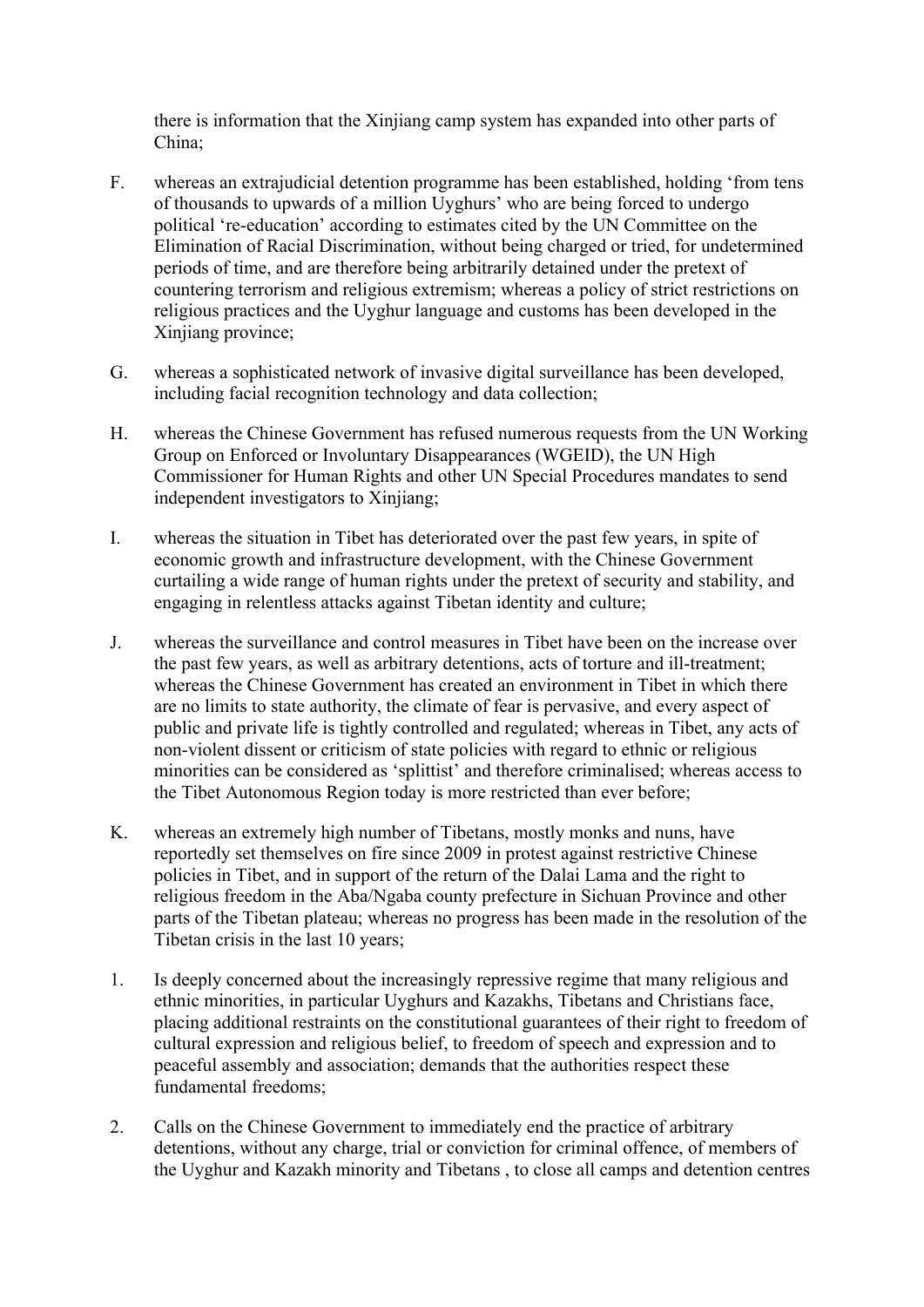there is information that the Xinjiang camp system has expanded into other parts of China;

F. whereas an extrajudicial detention programme has been established, holding 'from tens of thousands to upwards of a million Uyghurs' who are being forced to undergo political 're-education' according to estimates cited by the UN Committee on the Elimination of Racial Discrimination, without being charged or tried, for undetermined periods of time, and are therefore being arbitrarily detained under the pretext of countering terrorism and religious extremism; whereas a policy of strict restrictions on religious practices and the Uyghur language and customs has been developed in the Xinjiang province;

G. whereas a sophisticated network of invasive digital surveillance has been developed, including facial recognition technology and data collection;

H. whereas the Chinese Government has refused numerous requests from the UN Working Group on Enforced or Involuntary Disappearances (WGEID), the UN High Commissioner for Human Rights and other UN Special Procedures mandates to send independent investigators to Xinjiang;

I. whereas the situation in Tibet has deteriorated over the past few years, in spite of economic growth and infrastructure development, with the Chinese Government curtailing a wide range of human rights under the pretext of security and stability, and engaging in relentless attacks against Tibetan identity and culture;

J. whereas the surveillance and control measures in Tibet have been on the increase over the past few years, as well as arbitrary detentions, acts of torture and ill-treatment; whereas the Chinese Government has created an environment in Tibet in which there are no limits to state authority, the climate of fear is pervasive, and every aspect of public and private life is tightly controlled and regulated; whereas in Tibet, any acts of non-violent dissent or criticism of state policies with regard to ethnic or religious minorities can be considered as 'splittist' and therefore criminalised; whereas access to the Tibet Autonomous Region today is more restricted than ever before;

K. whereas an extremely high number of Tibetans, mostly monks and nuns, have reportedly set themselves on fire since 2009 in protest against restrictive Chinese policies in Tibet, and in support of the return of the Dalai Lama and the right to religious freedom in the Aba/Ngaba county prefecture in Sichuan Province and other parts of the Tibetan plateau; whereas no progress has been made in the resolution of the Tibetan crisis in the last 10 years;

1. Is deeply concerned about the increasingly repressive regime that many religious and ethnic minorities, in particular Uyghurs and Kazakhs, Tibetans and Christians face, placing additional restraints on the constitutional guarantees of their right to freedom of cultural expression and religious belief, to freedom of speech and expression and to peaceful assembly and association; demands that the authorities respect these fundamental freedoms;

2. Calls on the Chinese Government to immediately end the practice of arbitrary detentions, without any charge, trial or conviction for criminal offence, of members of the Uyghur and Kazakh minority and Tibetans , to close all camps and detention centres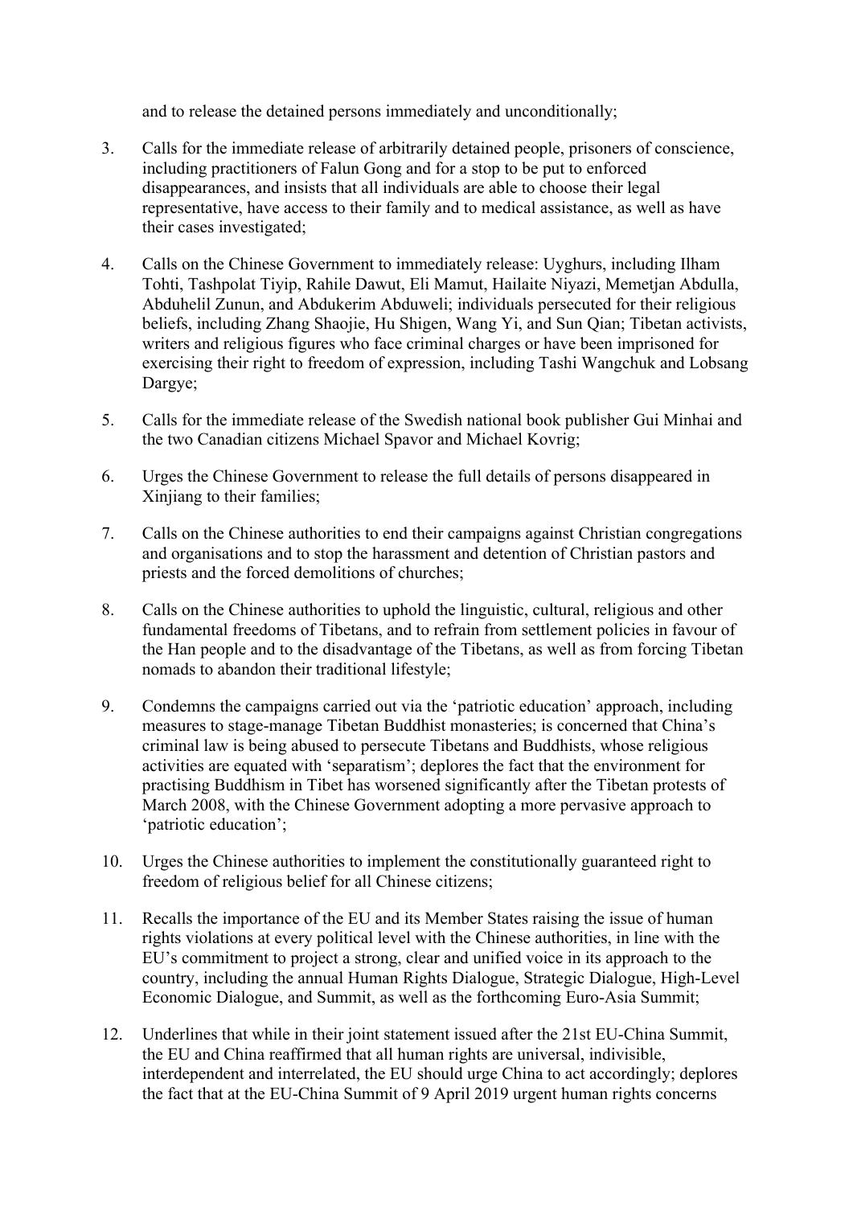and to release the detained persons immediately and unconditionally;

3. Calls for the immediate release of arbitrarily detained people, prisoners of conscience, including practitioners of Falun Gong and for a stop to be put to enforced disappearances, and insists that all individuals are able to choose their legal representative, have access to their family and to medical assistance, as well as have their cases investigated;

4. Calls on the Chinese Government to immediately release: Uyghurs, including Ilham Tohti, Tashpolat Tiyip, Rahile Dawut, Eli Mamut, Hailaite Niyazi, Memetjan Abdulla, Abduhelil Zunun, and Abdukerim Abduweli; individuals persecuted for their religious beliefs, including Zhang Shaojie, Hu Shigen, Wang Yi, and Sun Qian; Tibetan activists, writers and religious figures who face criminal charges or have been imprisoned for exercising their right to freedom of expression, including Tashi Wangchuk and Lobsang Dargye;

5. Calls for the immediate release of the Swedish national book publisher Gui Minhai and the two Canadian citizens Michael Spavor and Michael Kovrig;

6. Urges the Chinese Government to release the full details of persons disappeared in Xinjiang to their families;

7. Calls on the Chinese authorities to end their campaigns against Christian congregations and organisations and to stop the harassment and detention of Christian pastors and priests and the forced demolitions of churches;

8. Calls on the Chinese authorities to uphold the linguistic, cultural, religious and other fundamental freedoms of Tibetans, and to refrain from settlement policies in favour of the Han people and to the disadvantage of the Tibetans, as well as from forcing Tibetan nomads to abandon their traditional lifestyle;

9. Condemns the campaigns carried out via the 'patriotic education' approach, including measures to stage-manage Tibetan Buddhist monasteries; is concerned that China's criminal law is being abused to persecute Tibetans and Buddhists, whose religious activities are equated with 'separatism'; deplores the fact that the environment for practising Buddhism in Tibet has worsened significantly after the Tibetan protests of March 2008, with the Chinese Government adopting a more pervasive approach to 'patriotic education';

10. Urges the Chinese authorities to implement the constitutionally guaranteed right to freedom of religious belief for all Chinese citizens;

11. Recalls the importance of the EU and its Member States raising the issue of human rights violations at every political level with the Chinese authorities, in line with the EU's commitment to project a strong, clear and unified voice in its approach to the country, including the annual Human Rights Dialogue, Strategic Dialogue, High-Level Economic Dialogue, and Summit, as well as the forthcoming Euro-Asia Summit;

12. Underlines that while in their joint statement issued after the 21st EU-China Summit, the EU and China reaffirmed that all human rights are universal, indivisible, interdependent and interrelated, the EU should urge China to act accordingly; deplores the fact that at the EU-China Summit of 9 April 2019 urgent human rights concerns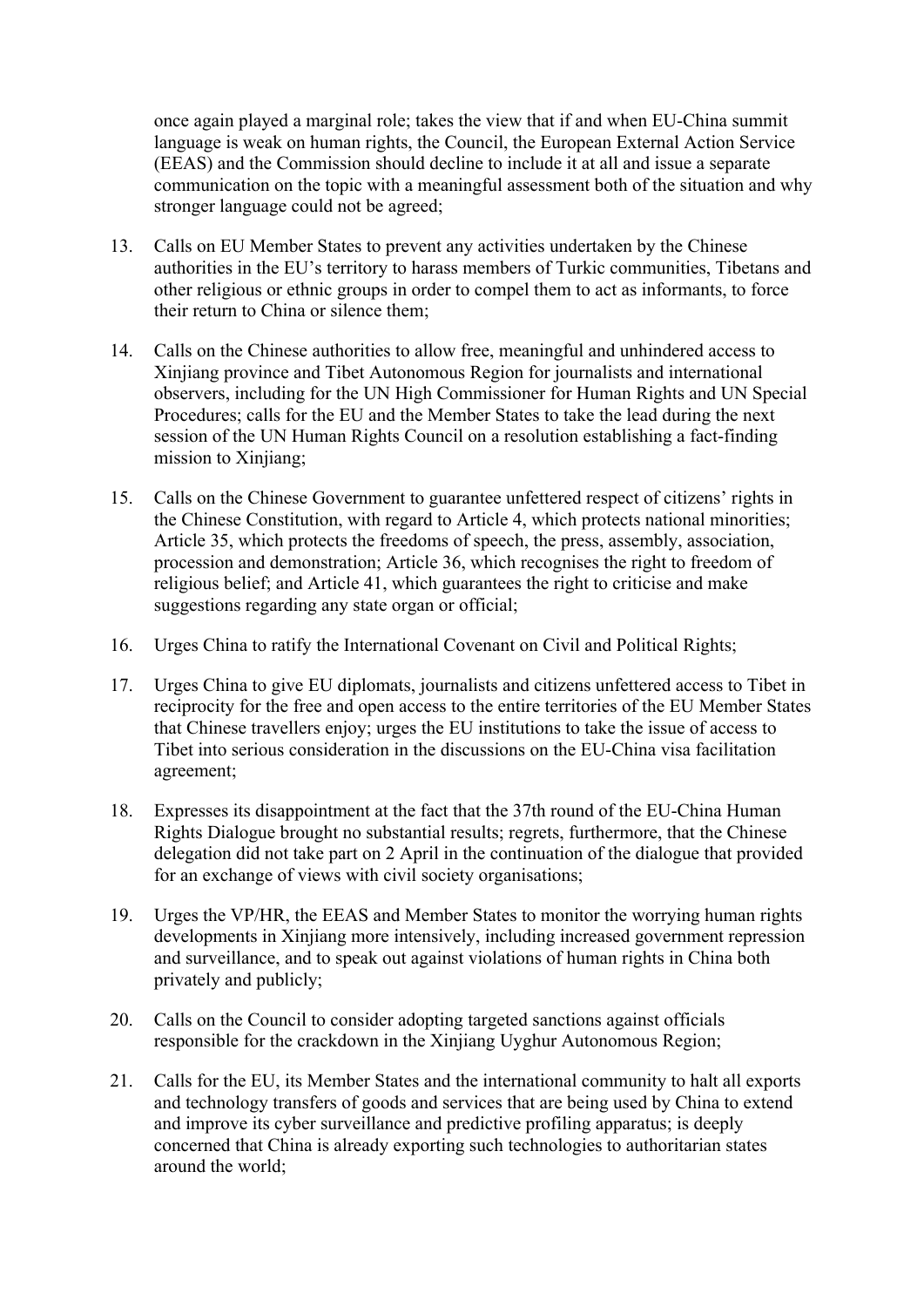once again played a marginal role; takes the view that if and when EU-China summit language is weak on human rights, the Council, the European External Action Service (EEAS) and the Commission should decline to include it at all and issue a separate communication on the topic with a meaningful assessment both of the situation and why stronger language could not be agreed;

13. Calls on EU Member States to prevent any activities undertaken by the Chinese authorities in the EU's territory to harass members of Turkic communities, Tibetans and other religious or ethnic groups in order to compel them to act as informants, to force their return to China or silence them;

14. Calls on the Chinese authorities to allow free, meaningful and unhindered access to Xinjiang province and Tibet Autonomous Region for journalists and international observers, including for the UN High Commissioner for Human Rights and UN Special Procedures; calls for the EU and the Member States to take the lead during the next session of the UN Human Rights Council on a resolution establishing a fact-finding mission to Xinjiang;

15. Calls on the Chinese Government to guarantee unfettered respect of citizens' rights in the Chinese Constitution, with regard to Article 4, which protects national minorities; Article 35, which protects the freedoms of speech, the press, assembly, association, procession and demonstration; Article 36, which recognises the right to freedom of religious belief; and Article 41, which guarantees the right to criticise and make suggestions regarding any state organ or official;

16. Urges China to ratify the International Covenant on Civil and Political Rights;

17. Urges China to give EU diplomats, journalists and citizens unfettered access to Tibet in reciprocity for the free and open access to the entire territories of the EU Member States that Chinese travellers enjoy; urges the EU institutions to take the issue of access to Tibet into serious consideration in the discussions on the EU-China visa facilitation agreement;

18. Expresses its disappointment at the fact that the 37th round of the EU-China Human Rights Dialogue brought no substantial results; regrets, furthermore, that the Chinese delegation did not take part on 2 April in the continuation of the dialogue that provided for an exchange of views with civil society organisations;

19. Urges the VP/HR, the EEAS and Member States to monitor the worrying human rights developments in Xinjiang more intensively, including increased government repression and surveillance, and to speak out against violations of human rights in China both privately and publicly;

20. Calls on the Council to consider adopting targeted sanctions against officials responsible for the crackdown in the Xinjiang Uyghur Autonomous Region;

21. Calls for the EU, its Member States and the international community to halt all exports and technology transfers of goods and services that are being used by China to extend and improve its cyber surveillance and predictive profiling apparatus; is deeply concerned that China is already exporting such technologies to authoritarian states around the world;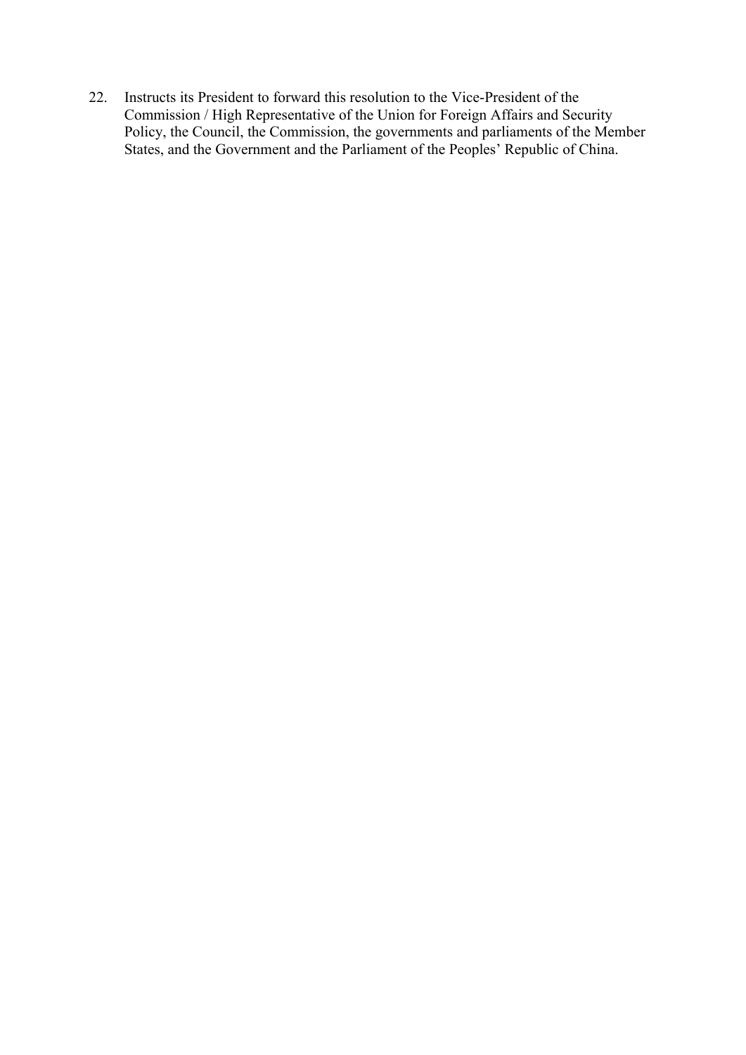22. Instructs its President to forward this resolution to the Vice-President of the Commission / High Representative of the Union for Foreign Affairs and Security Policy, the Council, the Commission, the governments and parliaments of the Member States, and the Government and the Parliament of the Peoples' Republic of China.